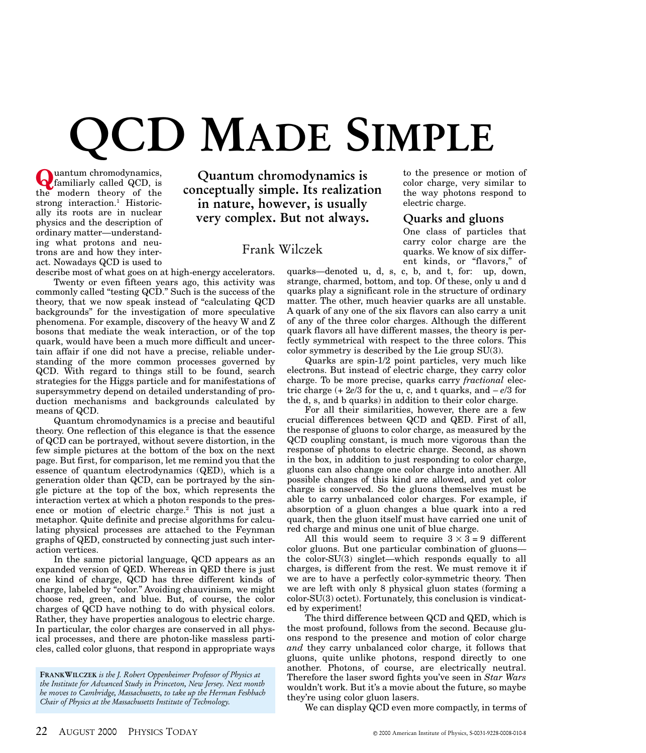# QCD Made Simple

**Quantum chromodynamics is conceptually simple. Its realization in nature, however, is usually very complex. But not always.**

Frank Wilczek

Quantum chromodynamics, familiarly called QCD, is the modern theory of the strong interaction.[1] Historically its roots are in nuclear physics and the description of ordinary matter—understanding what protons and neutrons are and how they interact. Nowadays QCD is used to describe most of what goes on at high-energy accelerators.

Twenty or even fifteen years ago, this activity was commonly called "testing QCD." Such is the success of the theory, that we now speak instead of "calculating QCD backgrounds" for the investigation of more speculative phenomena. For example, discovery of the heavy W and Z bosons that mediate the weak interaction, or of the top quark, would have been a much more difficult and uncertain affair if one did not have a precise, reliable understanding of the more common processes governed by QCD. With regard to things still to be found, search strategies for the Higgs particle and for manifestations of supersymmetry depend on detailed understanding of production mechanisms and backgrounds calculated by means of QCD.

Quantum chromodynamics is a precise and beautiful theory. One reflection of this elegance is that the essence of QCD can be portrayed, without severe distortion, in the few simple pictures at the bottom of the box on the next page. But first, for comparison, let me remind you that the essence of quantum electrodynamics (QED), which is a generation older than QCD, can be portrayed by the single picture at the top of the box, which represents the interaction vertex at which a photon responds to the presence or motion of electric charge.[2] This is not just a metaphor. Quite definite and precise algorithms for calculating physical processes are attached to the Feynman graphs of QED, constructed by connecting just such interaction vertices.

In the same pictorial language, QCD appears as an expanded version of QED. Whereas in QED there is just one kind of charge, QCD has three different kinds of charge, labeled by "color." Avoiding chauvinism, we might choose red, green, and blue. But, of course, the color charges of QCD have nothing to do with physical colors. Rather, they have properties analogous to electric charge. In particular, the color charges are conserved in all physical processes, and there are photon-like massless particles, called color gluons, that respond in appropriate ways to the presence or motion of color charge, very similar to the way photons respond to electric charge.

## Quarks and gluons

One class of particles that carry color charge are the quarks. We know of six different kinds, or "flavors," of quarks—denoted u, d, s, c, b, and t, for: up, down, strange, charmed, bottom, and top. Of these, only u and d quarks play a significant role in the structure of ordinary matter. The other, much heavier quarks are all unstable. A quark of any one of the six flavors can also carry a unit of any of the three color charges. Although the different quark flavors all have different masses, the theory is perfectly symmetrical with respect to the three colors. This color symmetry is described by the Lie group SU(3).

Quarks are spin-1/2 point particles, very much like electrons. But instead of electric charge, they carry color charge. To be more precise, quarks carry *fractional* electric charge ($+2e/3$ for the u, c, and t quarks, and $-e/3$ for the d, s, and b quarks) in addition to their color charge.

For all their similarities, however, there are a few crucial differences between QCD and QED. First of all, the response of gluons to color charge, as measured by the QCD coupling constant, is much more vigorous than the response of photons to electric charge. Second, as shown in the box, in addition to just responding to color charge, gluons can also change one color charge into another. All possible changes of this kind are allowed, and yet color charge is conserved. So the gluons themselves must be able to carry unbalanced color charges. For example, if absorption of a gluon changes a blue quark into a red quark, then the gluon itself must have carried one unit of red charge and minus one unit of blue charge.

All this would seem to require $3 \times 3 = 9$ different color gluons. But one particular combination of gluons—the color-SU(3) singlet—which responds equally to all charges, is different from the rest. We must remove it if we are to have a perfectly color-symmetric theory. Then we are left with only 8 physical gluon states (forming a color-SU(3) octet). Fortunately, this conclusion is vindicated by experiment!

The third difference between QCD and QED, which is the most profound, follows from the second. Because gluons respond to the presence and motion of color charge *and* they carry unbalanced color charge, it follows that gluons, quite unlike photons, respond directly to one another. Photons, of course, are electrically neutral. Therefore the laser sword fights you've seen in *Star Wars* wouldn't work. But it's a movie about the future, so maybe they're using color gluon lasers.

We can display QCD even more compactly, in terms of

**Frank Wilczek** *is the J. Robert Oppenheimer Professor of Physics at the Institute for Advanced Study in Princeton, New Jersey. Next month he moves to Cambridge, Massachusetts, to take up the Herman Feshbach Chair of Physics at the Massachusetts Institute of Technology.*

© 2000 American Institute of Physics, S-0031-9228-0008-010-8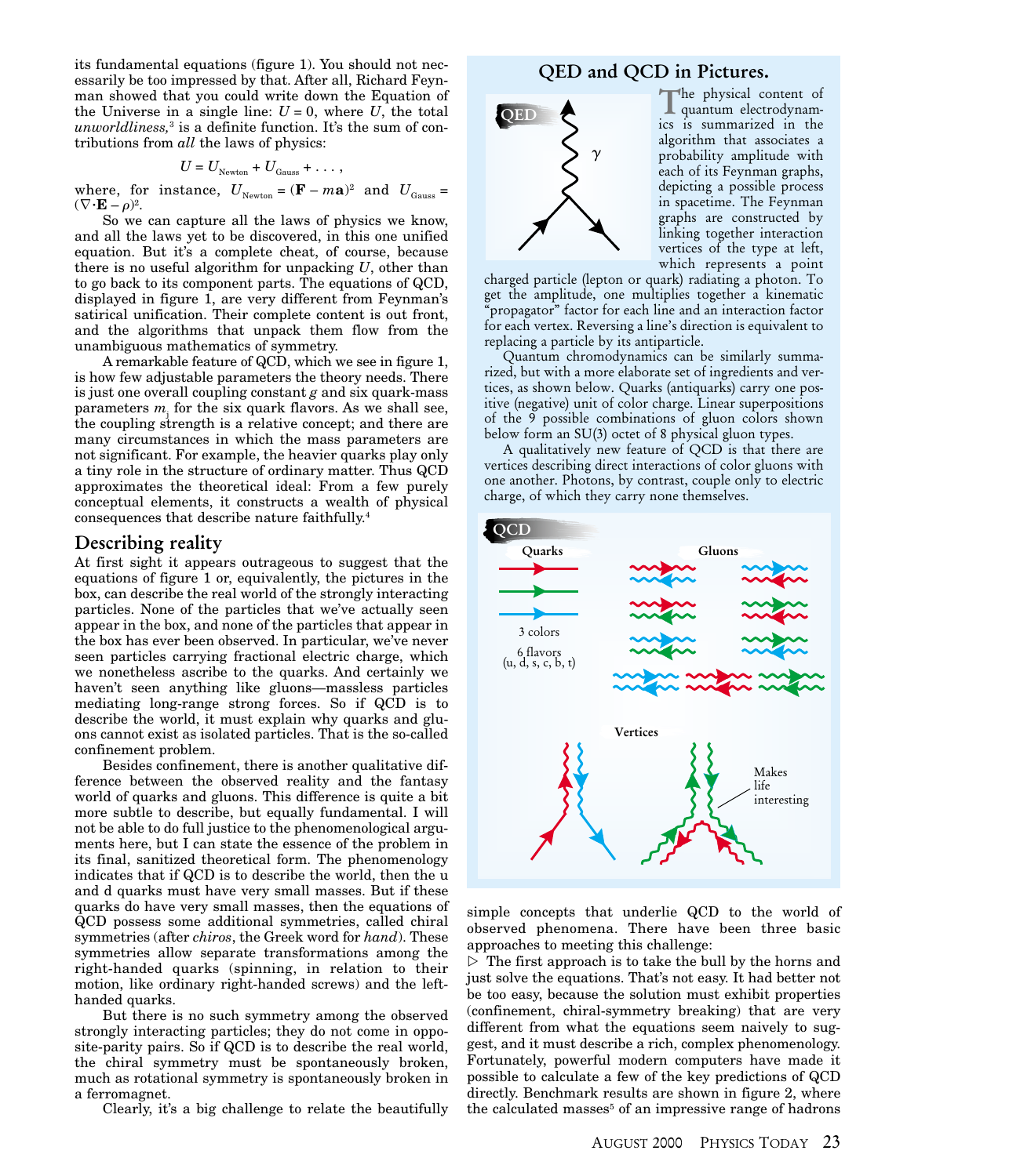its fundamental equations (figure 1). You should not necessarily be too impressed by that. After all, Richard Feynman showed that you could write down the Equation of the Universe in a single line: $U = 0$, where $U$, the total *unworldliness,*[3] is a definite function. It's the sum of contributions from *all* the laws of physics:

$$U = U_{\text{Newton}} + U_{\text{Gauss}} + \ldots ,$$

where, for instance, $U_{\text{Newton}} = (\mathbf{F} - m\mathbf{a})^2$ and $U_{\text{Gauss}} = (\nabla\cdot\mathbf{E} - \rho)^2$.

So we can capture all the laws of physics we know, and all the laws yet to be discovered, in this one unified equation. But it's a complete cheat, of course, because there is no useful algorithm for unpacking $U$, other than to go back to its component parts. The equations of QCD, displayed in figure 1, are very different from Feynman's satirical unification. Their complete content is out front, and the algorithms that unpack them flow from the unambiguous mathematics of symmetry.

A remarkable feature of QCD, which we see in figure 1, is how few adjustable parameters the theory needs. There is just one overall coupling constant $g$ and six quark-mass parameters $m_j$ for the six quark flavors. As we shall see, the coupling strength is a relative concept; and there are many circumstances in which the mass parameters are not significant. For example, the heavier quarks play only a tiny role in the structure of ordinary matter. Thus QCD approximates the theoretical ideal: From a few purely conceptual elements, it constructs a wealth of physical consequences that describe nature faithfully.[4]

## Describing reality

At first sight it appears outrageous to suggest that the equations of figure 1 or, equivalently, the pictures in the box, can describe the real world of the strongly interacting particles. None of the particles that we've actually seen appear in the box, and none of the particles that appear in the box has ever been observed. In particular, we've never seen particles carrying fractional electric charge, which we nonetheless ascribe to the quarks. And certainly we haven't seen anything like gluons—massless particles mediating long-range strong forces. So if QCD is to describe the world, it must explain why quarks and gluons cannot exist as isolated particles. That is the so-called confinement problem.

Besides confinement, there is another qualitative difference between the observed reality and the fantasy world of quarks and gluons. This difference is quite a bit more subtle to describe, but equally fundamental. I will not be able to do full justice to the phenomenological arguments here, but I can state the essence of the problem in its final, sanitized theoretical form. The phenomenology indicates that if QCD is to describe the world, then the u and d quarks must have very small masses. But if these quarks do have very small masses, then the equations of QCD possess some additional symmetries, called chiral symmetries (after *chiros*, the Greek word for *hand*). These symmetries allow separate transformations among the right-handed quarks (spinning, in relation to their motion, like ordinary right-handed screws) and the left-handed quarks.

But there is no such symmetry among the observed strongly interacting particles; they do not come in opposite-parity pairs. So if QCD is to describe the real world, the chiral symmetry must be spontaneously broken, much as rotational symmetry is spontaneously broken in a ferromagnet.

Clearly, it's a big challenge to relate the beautifully simple concepts that underlie QCD to the world of observed phenomena. There have been three basic approaches to meeting this challenge:

▷ The first approach is to take the bull by the horns and just solve the equations. That's not easy. It had better not be too easy, because the solution must exhibit properties (confinement, chiral-symmetry breaking) that are very different from what the equations seem naively to suggest, and it must describe a rich, complex phenomenology. Fortunately, powerful modern computers have made it possible to calculate a few of the key predictions of QCD directly. Benchmark results are shown in figure 2, where the calculated masses[5] of an impressive range of hadrons

---

### QED and QCD in Pictures.

QED

$\gamma$

The physical content of quantum electrodynamics is summarized in the algorithm that associates a probability amplitude with each of its Feynman graphs, depicting a possible process in spacetime. The Feynman graphs are constructed by linking together interaction vertices of the type at left, which represents a point charged particle (lepton or quark) radiating a photon. To get the amplitude, one multiplies together a kinematic "propagator" factor for each line and an interaction factor for each vertex. Reversing a line's direction is equivalent to replacing a particle by its antiparticle.

Quantum chromodynamics can be similarly summarized, but with a more elaborate set of ingredients and vertices, as shown below. Quarks (antiquarks) carry one positive (negative) unit of color charge. Linear superpositions of the 9 possible combinations of gluon colors shown below form an SU(3) octet of 8 physical gluon types.

A qualitatively new feature of QCD is that there are vertices describing direct interactions of color gluons with one another. Photons, by contrast, couple only to electric charge, of which they carry none themselves.

QCD

Quarks

3 colors

6 flavors (u, d, s, c, b, t)

Gluons

Vertices

Makes life interesting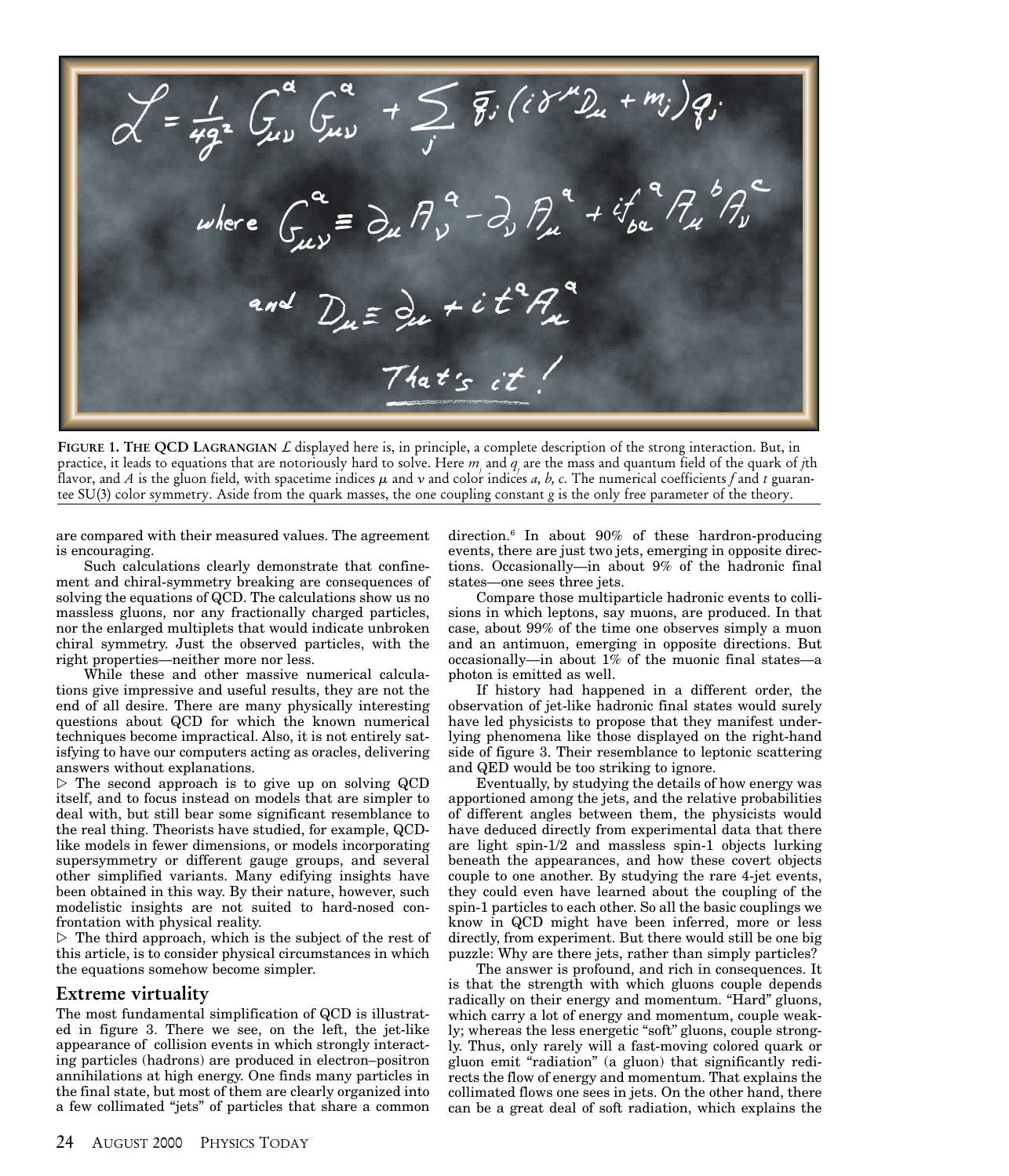$$\mathcal{L} = \frac{1}{4g^2} G^a_{\mu\nu} G^a_{\mu\nu} + \sum_j \bar{q}_j (i\gamma^\mu D_\mu + m_j) q_j$$

$$\text{where } G^a_{\mu\nu} \equiv \partial_\mu A^a_\nu - \partial_\nu A^a_\mu + i f^a_{bc} A^b_\mu A^c_\nu$$

$$\text{and } D_\mu \equiv \partial_\mu + i t^a A^a_\mu$$

That's it!

**FIGURE 1. THE QCD LAGRANGIAN** $\mathcal{L}$ displayed here is, in principle, a complete description of the strong interaction. But, in practice, it leads to equations that are notoriously hard to solve. Here $m_j$ and $q_j$ are the mass and quantum field of the quark of $j$th flavor, and $A$ is the gluon field, with spacetime indices $\mu$ and $\nu$ and color indices $a$, $b$, $c$. The numerical coefficients $f$ and $t$ guarantee SU(3) color symmetry. Aside from the quark masses, the one coupling constant $g$ is the only free parameter of the theory.

are compared with their measured values. The agreement is encouraging.

Such calculations clearly demonstrate that confinement and chiral-symmetry breaking are consequences of solving the equations of QCD. The calculations show us no massless gluons, nor any fractionally charged particles, nor the enlarged multiplets that would indicate unbroken chiral symmetry. Just the observed particles, with the right properties—neither more nor less.

While these and other massive numerical calculations give impressive and useful results, they are not the end of all desire. There are many physically interesting questions about QCD for which the known numerical techniques become impractical. Also, it is not entirely satisfying to have our computers acting as oracles, delivering answers without explanations.

▷ The second approach is to give up on solving QCD itself, and to focus instead on models that are simpler to deal with, but still bear some significant resemblance to the real thing. Theorists have studied, for example, QCD-like models in fewer dimensions, or models incorporating supersymmetry or different gauge groups, and several other simplified variants. Many edifying insights have been obtained in this way. By their nature, however, such modelistic insights are not suited to hard-nosed confrontation with physical reality.

▷ The third approach, which is the subject of the rest of this article, is to consider physical circumstances in which the equations somehow become simpler.

## Extreme virtuality

The most fundamental simplification of QCD is illustrated in figure 3. There we see, on the left, the jet-like appearance of collision events in which strongly interacting particles (hadrons) are produced in electron–positron annihilations at high energy. One finds many particles in the final state, but most of them are clearly organized into a few collimated "jets" of particles that share a common direction.[6] In about 90% of these hardron-producing events, there are just two jets, emerging in opposite directions. Occasionally—in about 9% of the hadronic final states—one sees three jets.

Compare those multiparticle hadronic events to collisions in which leptons, say muons, are produced. In that case, about 99% of the time one observes simply a muon and an antimuon, emerging in opposite directions. But occasionally—in about 1% of the muonic final states—a photon is emitted as well.

If history had happened in a different order, the observation of jet-like hadronic final states would surely have led physicists to propose that they manifest underlying phenomena like those displayed on the right-hand side of figure 3. Their resemblance to leptonic scattering and QED would be too striking to ignore.

Eventually, by studying the details of how energy was apportioned among the jets, and the relative probabilities of different angles between them, the physicists would have deduced directly from experimental data that there are light spin-1/2 and massless spin-1 objects lurking beneath the appearances, and how these covert objects couple to one another. By studying the rare 4-jet events, they could even have learned about the coupling of the spin-1 particles to each other. So all the basic couplings we know in QCD might have been inferred, more or less directly, from experiment. But there would still be one big puzzle: Why are there jets, rather than simply particles?

The answer is profound, and rich in consequences. It is that the strength with which gluons couple depends radically on their energy and momentum. "Hard" gluons, which carry a lot of energy and momentum, couple weakly; whereas the less energetic "soft" gluons, couple strongly. Thus, only rarely will a fast-moving colored quark or gluon emit "radiation" (a gluon) that significantly redirects the flow of energy and momentum. That explains the collimated flows one sees in jets. On the other hand, there can be a great deal of soft radiation, which explains the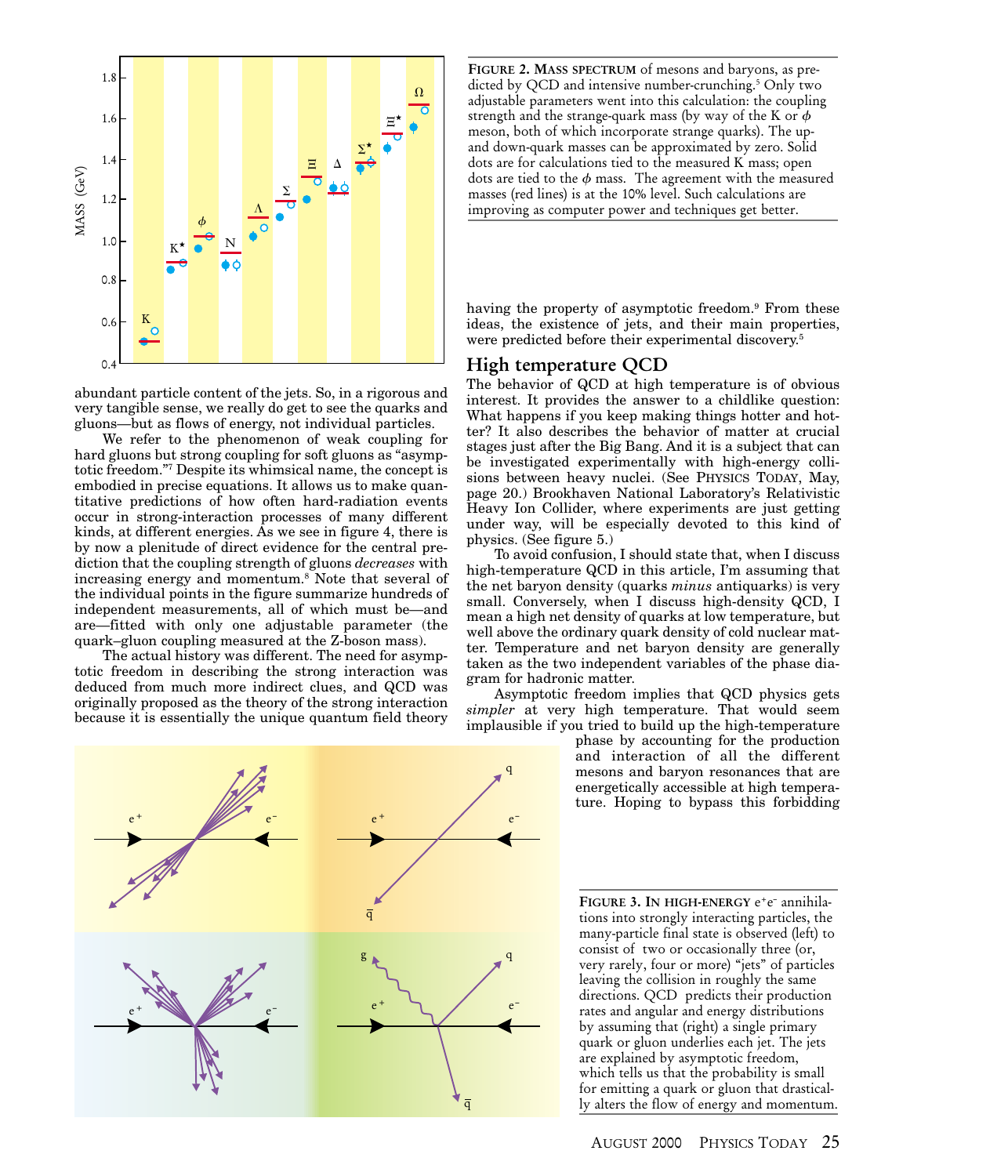FIGURE 2. MASS SPECTRUM of mesons and baryons, as predicted by QCD and intensive number-crunching.[5] Only two adjustable parameters went into this calculation: the coupling strength and the strange-quark mass (by way of the K or $\phi$ meson, both of which incorporate strange quarks). The up- and down-quark masses can be approximated by zero. Solid dots are for calculations tied to the measured K mass; open dots are tied to the $\phi$ mass. The agreement with the measured masses (red lines) is at the 10% level. Such calculations are improving as computer power and techniques get better.

abundant particle content of the jets. So, in a rigorous and very tangible sense, we really do get to see the quarks and gluons—but as flows of energy, not individual particles.

We refer to the phenomenon of weak coupling for hard gluons but strong coupling for soft gluons as "asymptotic freedom."[7] Despite its whimsical name, the concept is embodied in precise equations. It allows us to make quantitative predictions of how often hard-radiation events occur in strong-interaction processes of many different kinds, at different energies. As we see in figure 4, there is by now a plenitude of direct evidence for the central prediction that the coupling strength of gluons *decreases* with increasing energy and momentum.[8] Note that several of the individual points in the figure summarize hundreds of independent measurements, all of which must be—and are—fitted with only one adjustable parameter (the quark–gluon coupling measured at the Z-boson mass).

The actual history was different. The need for asymptotic freedom in describing the strong interaction was deduced from much more indirect clues, and QCD was originally proposed as the theory of the strong interaction because it is essentially the unique quantum field theory having the property of asymptotic freedom.[9] From these ideas, the existence of jets, and their main properties, were predicted before their experimental discovery.[5]

## High temperature QCD

The behavior of QCD at high temperature is of obvious interest. It provides the answer to a childlike question: What happens if you keep making things hotter and hotter? It also describes the behavior of matter at crucial stages just after the Big Bang. And it is a subject that can be investigated experimentally with high-energy collisions between heavy nuclei. (See PHYSICS TODAY, May, page 20.) Brookhaven National Laboratory's Relativistic Heavy Ion Collider, where experiments are just getting under way, will be especially devoted to this kind of physics. (See figure 5.)

To avoid confusion, I should state that, when I discuss high-temperature QCD in this article, I'm assuming that the net baryon density (quarks *minus* antiquarks) is very small. Conversely, when I discuss high-density QCD, I mean a high net density of quarks at low temperature, but well above the ordinary quark density of cold nuclear matter. Temperature and net baryon density are generally taken as the two independent variables of the phase diagram for hadronic matter.

Asymptotic freedom implies that QCD physics gets *simpler* at very high temperature. That would seem implausible if you tried to build up the high-temperature phase by accounting for the production and interaction of all the different mesons and baryon resonances that are energetically accessible at high temperature. Hoping to bypass this forbidding

FIGURE 3. IN HIGH-ENERGY $e^+e^-$ annihilations into strongly interacting particles, the many-particle final state is observed (left) to consist of two or occasionally three (or, very rarely, four or more) "jets" of particles leaving the collision in roughly the same directions. QCD predicts their production rates and angular and energy distributions by assuming that (right) a single primary quark or gluon underlies each jet. The jets are explained by asymptotic freedom, which tells us that the probability is small for emitting a quark or gluon that drastically alters the flow of energy and momentum.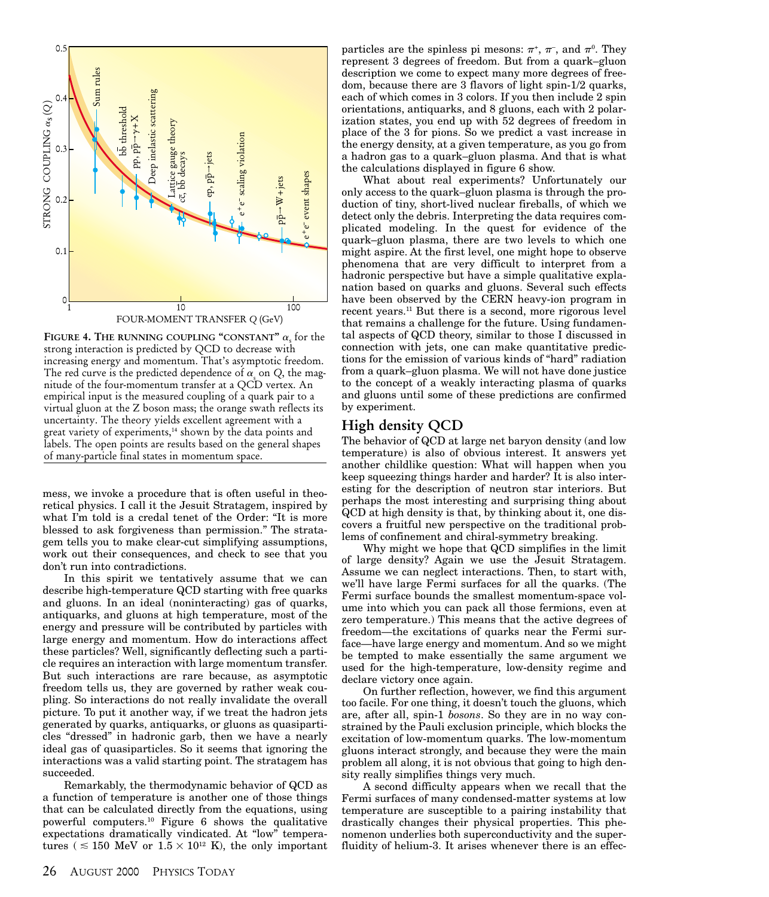STRONG COUPLING $\alpha_s(Q)$

FOUR-MOMENT TRANSFER $Q$ (GeV)

0.5
0.4
0.3
0.2
0.1
0

1
10
100

Sum rules

$b\bar{b}$ threshold

pp, $p\bar{p} \to \gamma + X$

Deep inelastic scattering

Lattice gauge theory

$c\bar{c}$, $b\bar{b}$ decays

ep, $p\bar{p} \to$ jets

$e^+e^-$ scaling violation

$p\bar{p} \to W +$ jets

$e^+e^-$ event shapes

**FIGURE 4. THE RUNNING COUPLING "CONSTANT"** $\alpha_s$ for the strong interaction is predicted by QCD to decrease with increasing energy and momentum. That's asymptotic freedom. The red curve is the predicted dependence of $\alpha_s$ on $Q$, the magnitude of the four-momentum transfer at a QCD vertex. An empirical input is the measured coupling of a quark pair to a virtual gluon at the Z boson mass; the orange swath reflects its uncertainty. The theory yields excellent agreement with a great variety of experiments,[14] shown by the data points and labels. The open points are results based on the general shapes of many-particle final states in momentum space.

mess, we invoke a procedure that is often useful in theoretical physics. I call it the Jesuit Stratagem, inspired by what I'm told is a credal tenet of the Order: "It is more blessed to ask forgiveness than permission." The stratagem tells you to make clear-cut simplifying assumptions, work out their consequences, and check to see that you don't run into contradictions.

In this spirit we tentatively assume that we can describe high-temperature QCD starting with free quarks and gluons. In an ideal (noninteracting) gas of quarks, antiquarks, and gluons at high temperature, most of the energy and pressure will be contributed by particles with large energy and momentum. How do interactions affect these particles? Well, significantly deflecting such a particle requires an interaction with large momentum transfer. But such interactions are rare because, as asymptotic freedom tells us, they are governed by rather weak coupling. So interactions do not really invalidate the overall picture. To put it another way, if we treat the hadron jets generated by quarks, antiquarks, or gluons as quasiparticles "dressed" in hadronic garb, then we have a nearly ideal gas of quasiparticles. So it seems that ignoring the interactions was a valid starting point. The stratagem has succeeded.

Remarkably, the thermodynamic behavior of QCD as a function of temperature is another one of those things that can be calculated directly from the equations, using powerful computers.[10] Figure 6 shows the qualitative expectations dramatically vindicated. At "low" temperatures ($\lesssim$ 150 MeV or $1.5 \times 10^{12}$ K), the only important particles are the spinless pi mesons: $\pi^+$, $\pi^-$, and $\pi^0$. They represent 3 degrees of freedom. But from a quark–gluon description we come to expect many more degrees of freedom, because there are 3 flavors of light spin-1/2 quarks, each of which comes in 3 colors. If you then include 2 spin orientations, antiquarks, and 8 gluons, each with 2 polarization states, you end up with 52 degrees of freedom in place of the 3 for pions. So we predict a vast increase in the energy density, at a given temperature, as you go from a hadron gas to a quark–gluon plasma. And that is what the calculations displayed in figure 6 show.

What about real experiments? Unfortunately our only access to the quark–gluon plasma is through the production of tiny, short-lived nuclear fireballs, of which we detect only the debris. Interpreting the data requires complicated modeling. In the quest for evidence of the quark–gluon plasma, there are two levels to which one might aspire. At the first level, one might hope to observe phenomena that are very difficult to interpret from a hadronic perspective but have a simple qualitative explanation based on quarks and gluons. Several such effects have been observed by the CERN heavy-ion program in recent years.[11] But there is a second, more rigorous level that remains a challenge for the future. Using fundamental aspects of QCD theory, similar to those I discussed in connection with jets, one can make quantitative predictions for the emission of various kinds of "hard" radiation from a quark–gluon plasma. We will not have done justice to the concept of a weakly interacting plasma of quarks and gluons until some of these predictions are confirmed by experiment.

## High density QCD

The behavior of QCD at large net baryon density (and low temperature) is also of obvious interest. It answers yet another childlike question: What will happen when you keep squeezing things harder and harder? It is also interesting for the description of neutron star interiors. But perhaps the most interesting and surprising thing about QCD at high density is that, by thinking about it, one discovers a fruitful new perspective on the traditional problems of confinement and chiral-symmetry breaking.

Why might we hope that QCD simplifies in the limit of large density? Again we use the Jesuit Stratagem. Assume we can neglect interactions. Then, to start with, we'll have large Fermi surfaces for all the quarks. (The Fermi surface bounds the smallest momentum-space volume into which you can pack all those fermions, even at zero temperature.) This means that the active degrees of freedom—the excitations of quarks near the Fermi surface—have large energy and momentum. And so we might be tempted to make essentially the same argument we used for the high-temperature, low-density regime and declare victory once again.

On further reflection, however, we find this argument too facile. For one thing, it doesn't touch the gluons, which are, after all, spin-1 *bosons*. So they are in no way constrained by the Pauli exclusion principle, which blocks the excitation of low-momentum quarks. The low-momentum gluons interact strongly, and because they were the main problem all along, it is not obvious that going to high density really simplifies things very much.

A second difficulty appears when we recall that the Fermi surfaces of many condensed-matter systems at low temperature are susceptible to a pairing instability that drastically changes their physical properties. This phenomenon underlies both superconductivity and the superfluidity of helium-3. It arises whenever there is an effec-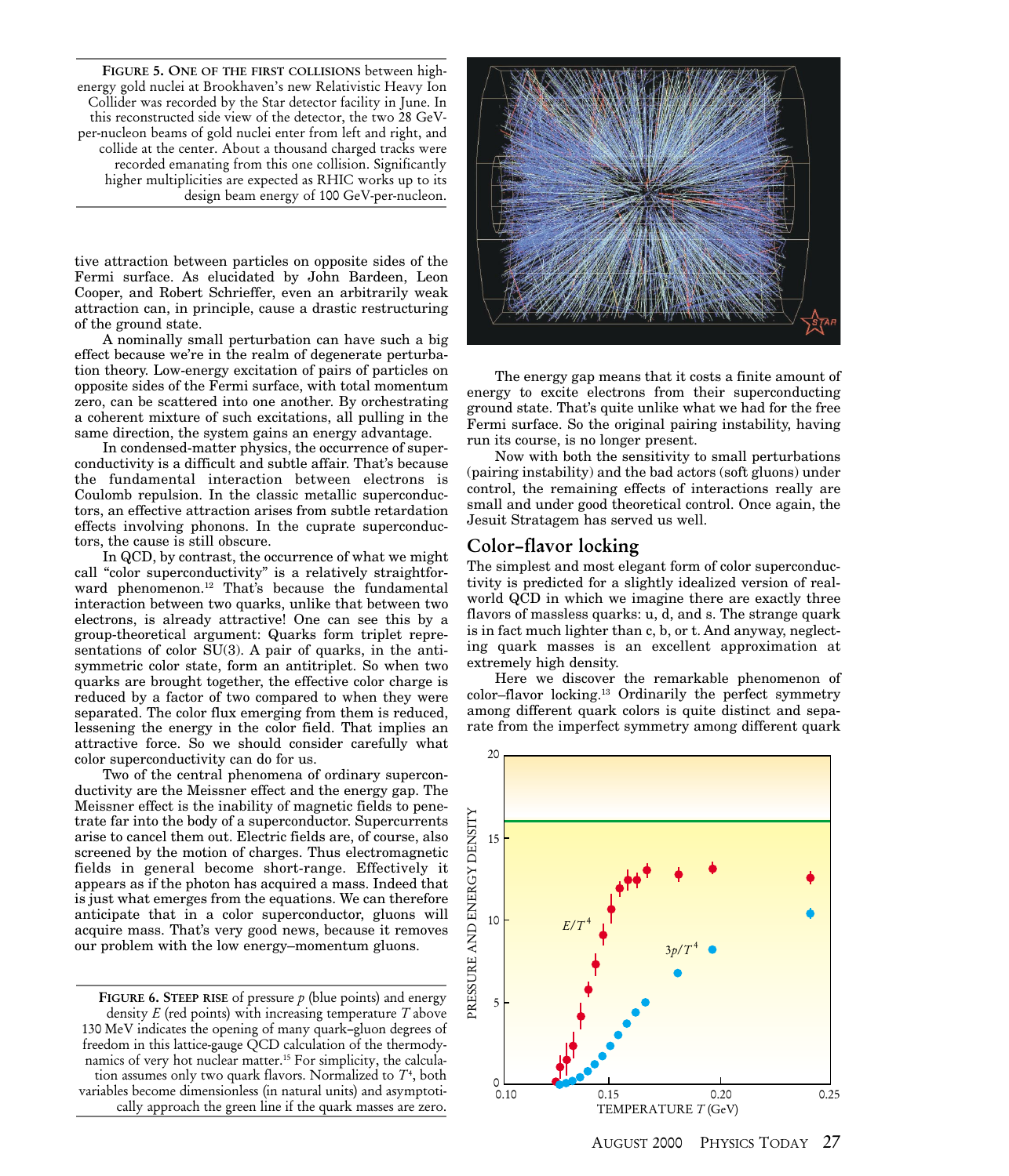**FIGURE 5. ONE OF THE FIRST COLLISIONS** between high-energy gold nuclei at Brookhaven's new Relativistic Heavy Ion Collider was recorded by the Star detector facility in June. In this reconstructed side view of the detector, the two 28 GeV-per-nucleon beams of gold nuclei enter from left and right, and collide at the center. About a thousand charged tracks were recorded emanating from this one collision. Significantly higher multiplicities are expected as RHIC works up to its design beam energy of 100 GeV-per-nucleon.

tive attraction between particles on opposite sides of the Fermi surface. As elucidated by John Bardeen, Leon Cooper, and Robert Schrieffer, even an arbitrarily weak attraction can, in principle, cause a drastic restructuring of the ground state.

A nominally small perturbation can have such a big effect because we're in the realm of degenerate perturbation theory. Low-energy excitation of pairs of particles on opposite sides of the Fermi surface, with total momentum zero, can be scattered into one another. By orchestrating a coherent mixture of such excitations, all pulling in the same direction, the system gains an energy advantage.

In condensed-matter physics, the occurrence of superconductivity is a difficult and subtle affair. That's because the fundamental interaction between electrons is Coulomb repulsion. In the classic metallic superconductors, an effective attraction arises from subtle retardation effects involving phonons. In the cuprate superconductors, the cause is still obscure.

In QCD, by contrast, the occurrence of what we might call "color superconductivity" is a relatively straightforward phenomenon.[12] That's because the fundamental interaction between two quarks, unlike that between two electrons, is already attractive! One can see this by a group-theoretical argument: Quarks form triplet representations of color SU(3). A pair of quarks, in the antisymmetric color state, form an antitriplet. So when two quarks are brought together, the effective color charge is reduced by a factor of two compared to when they were separated. The color flux emerging from them is reduced, lessening the energy in the color field. That implies an attractive force. So we should consider carefully what color superconductivity can do for us.

Two of the central phenomena of ordinary superconductivity are the Meissner effect and the energy gap. The Meissner effect is the inability of magnetic fields to penetrate far into the body of a superconductor. Supercurrents arise to cancel them out. Electric fields are, of course, also screened by the motion of charges. Thus electromagnetic fields in general become short-range. Effectively it appears as if the photon has acquired a mass. Indeed that is just what emerges from the equations. We can therefore anticipate that in a color superconductor, gluons will acquire mass. That's very good news, because it removes our problem with the low energy–momentum gluons.

The energy gap means that it costs a finite amount of energy to excite electrons from their superconducting ground state. That's quite unlike what we had for the free Fermi surface. So the original pairing instability, having run its course, is no longer present.

Now with both the sensitivity to small perturbations (pairing instability) and the bad actors (soft gluons) under control, the remaining effects of interactions really are small and under good theoretical control. Once again, the Jesuit Stratagem has served us well.

## Color–flavor locking

The simplest and most elegant form of color superconductivity is predicted for a slightly idealized version of real-world QCD in which we imagine there are exactly three flavors of massless quarks: u, d, and s. The strange quark is in fact much lighter than c, b, or t. And anyway, neglecting quark masses is an excellent approximation at extremely high density.

Here we discover the remarkable phenomenon of color–flavor locking.[13] Ordinarily the perfect symmetry among different quark colors is quite distinct and separate from the imperfect symmetry among different quark

PRESSURE AND ENERGY DENSITY
20
15
10
5
0
$E/T^4$
$3p/T^4$
0.10
0.15
0.20
0.25
TEMPERATURE $T$ (GeV)

**FIGURE 6. STEEP RISE** of pressure $p$ (blue points) and energy density $E$ (red points) with increasing temperature $T$ above 130 MeV indicates the opening of many quark–gluon degrees of freedom in this lattice-gauge QCD calculation of the thermodynamics of very hot nuclear matter.[15] For simplicity, the calculation assumes only two quark flavors. Normalized to $T^4$, both variables become dimensionless (in natural units) and asymptotically approach the green line if the quark masses are zero.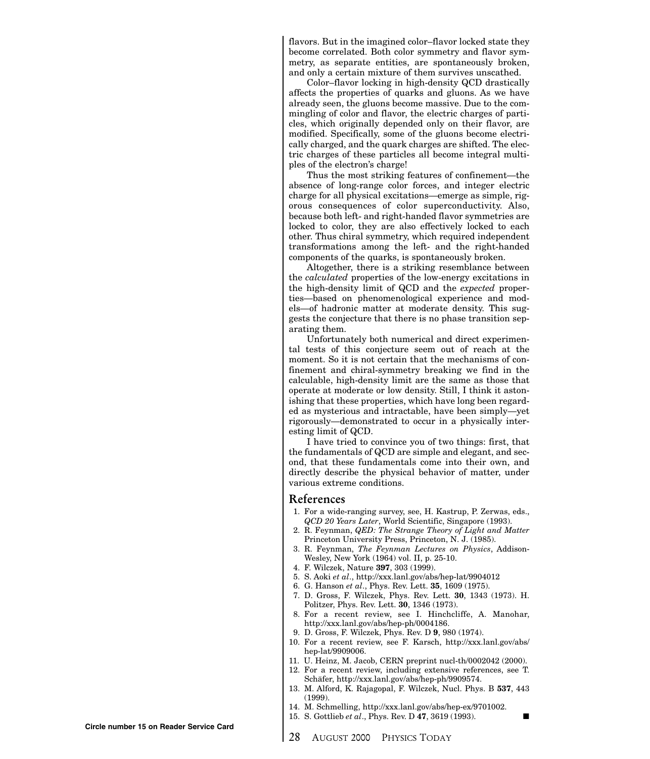flavors. But in the imagined color–flavor locked state they become correlated. Both color symmetry and flavor symmetry, as separate entities, are spontaneously broken, and only a certain mixture of them survives unscathed.

Color–flavor locking in high-density QCD drastically affects the properties of quarks and gluons. As we have already seen, the gluons become massive. Due to the commingling of color and flavor, the electric charges of particles, which originally depended only on their flavor, are modified. Specifically, some of the gluons become electrically charged, and the quark charges are shifted. The electric charges of these particles all become integral multiples of the electron's charge!

Thus the most striking features of confinement—the absence of long-range color forces, and integer electric charge for all physical excitations—emerge as simple, rigorous consequences of color superconductivity. Also, because both left- and right-handed flavor symmetries are locked to color, they are also effectively locked to each other. Thus chiral symmetry, which required independent transformations among the left- and the right-handed components of the quarks, is spontaneously broken.

Altogether, there is a striking resemblance between the *calculated* properties of the low-energy excitations in the high-density limit of QCD and the *expected* properties—based on phenomenological experience and models—of hadronic matter at moderate density. This suggests the conjecture that there is no phase transition separating them.

Unfortunately both numerical and direct experimental tests of this conjecture seem out of reach at the moment. So it is not certain that the mechanisms of confinement and chiral-symmetry breaking we find in the calculable, high-density limit are the same as those that operate at moderate or low density. Still, I think it astonishing that these properties, which have long been regarded as mysterious and intractable, have been simply—yet rigorously—demonstrated to occur in a physically interesting limit of QCD.

I have tried to convince you of two things: first, that the fundamentals of QCD are simple and elegant, and second, that these fundamentals come into their own, and directly describe the physical behavior of matter, under various extreme conditions.

## References

1. For a wide-ranging survey, see, H. Kastrup, P. Zerwas, eds., *QCD 20 Years Later*, World Scientific, Singapore (1993).
2. R. Feynman, *QED: The Strange Theory of Light and Matter* Princeton University Press, Princeton, N. J. (1985).
3. R. Feynman, *The Feynman Lectures on Physics*, Addison-Wesley, New York (1964) vol. II, p. 25-10.
4. F. Wilczek, Nature **397**, 303 (1999).
5. S. Aoki *et al*., http://xxx.lanl.gov/abs/hep-lat/9904012
6. G. Hanson *et al*., Phys. Rev. Lett. **35**, 1609 (1975).
7. D. Gross, F. Wilczek, Phys. Rev. Lett. **30**, 1343 (1973). H. Politzer, Phys. Rev. Lett. **30**, 1346 (1973).
8. For a recent review, see I. Hinchcliffe, A. Manohar, http://xxx.lanl.gov/abs/hep-ph/0004186.
9. D. Gross, F. Wilczek, Phys. Rev. D **9**, 980 (1974).
10. For a recent review, see F. Karsch, http://xxx.lanl.gov/abs/hep-lat/9909006.
11. U. Heinz, M. Jacob, CERN preprint nucl-th/0002042 (2000).
12. For a recent review, including extensive references, see T. Schäfer, http://xxx.lanl.gov/abs/hep-ph/9909574.
13. M. Alford, K. Rajagopal, F. Wilczek, Nucl. Phys. B **537**, 443 (1999).
14. M. Schmelling, http://xxx.lanl.gov/abs/hep-ex/9701002.
15. S. Gottlieb *et al*., Phys. Rev. D **47**, 3619 (1993). ■

**Circle number 15 on Reader Service Card**